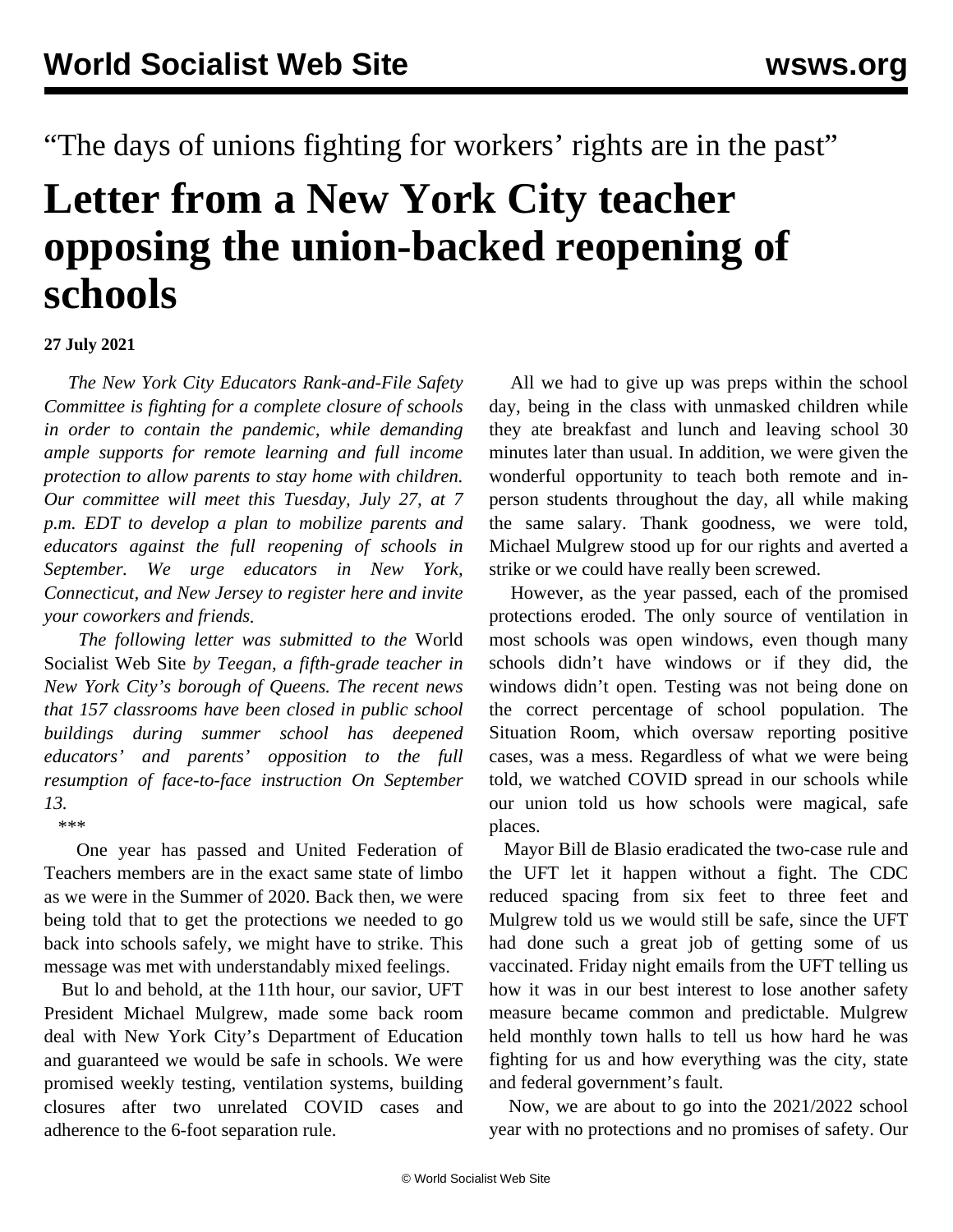“The days of unions fighting for workers’ rights are in the past”

# Letter from a New York City teacher opposing the union-backed reopening of schools

**27 July 2021**

*The New York City Educators Rank-and-File Safety Committee is fighting for a complete closure of schools in order to contain the pandemic, while demanding ample supports for remote learning and full income protection to allow parents to stay home with children. Our committee will meet this Tuesday, July 27, at 7 p.m. EDT to develop a plan to mobilize parents and educators against the full reopening of schools in September. We urge educators in New York, Connecticut, and New Jersey to register here and invite your coworkers and friends.*

*The following letter was submitted to the* World Socialist Web Site *by Teegan, a fifth-grade teacher in New York City’s borough of Queens. The recent news that 157 classrooms have been closed in public school buildings during summer school has deepened educators’ and parents’ opposition to the full resumption of face-to-face instruction On September 13.*

\*\*\*

One year has passed and United Federation of Teachers members are in the exact same state of limbo as we were in the Summer of 2020. Back then, we were being told that to get the protections we needed to go back into schools safely, we might have to strike. This message was met with understandably mixed feelings.

But lo and behold, at the 11th hour, our savior, UFT President Michael Mulgrew, made some back room deal with New York City’s Department of Education and guaranteed we would be safe in schools. We were promised weekly testing, ventilation systems, building closures after two unrelated COVID cases and adherence to the 6-foot separation rule.

All we had to give up was preps within the school day, being in the class with unmasked children while they ate breakfast and lunch and leaving school 30 minutes later than usual. In addition, we were given the wonderful opportunity to teach both remote and in-person students throughout the day, all while making the same salary. Thank goodness, we were told, Michael Mulgrew stood up for our rights and averted a strike or we could have really been screwed.

However, as the year passed, each of the promised protections eroded. The only source of ventilation in most schools was open windows, even though many schools didn’t have windows or if they did, the windows didn’t open. Testing was not being done on the correct percentage of school population. The Situation Room, which oversaw reporting positive cases, was a mess. Regardless of what we were being told, we watched COVID spread in our schools while our union told us how schools were magical, safe places.

Mayor Bill de Blasio eradicated the two-case rule and the UFT let it happen without a fight. The CDC reduced spacing from six feet to three feet and Mulgrew told us we would still be safe, since the UFT had done such a great job of getting some of us vaccinated. Friday night emails from the UFT telling us how it was in our best interest to lose another safety measure became common and predictable. Mulgrew held monthly town halls to tell us how hard he was fighting for us and how everything was the city, state and federal government’s fault.

Now, we are about to go into the 2021/2022 school year with no protections and no promises of safety. Our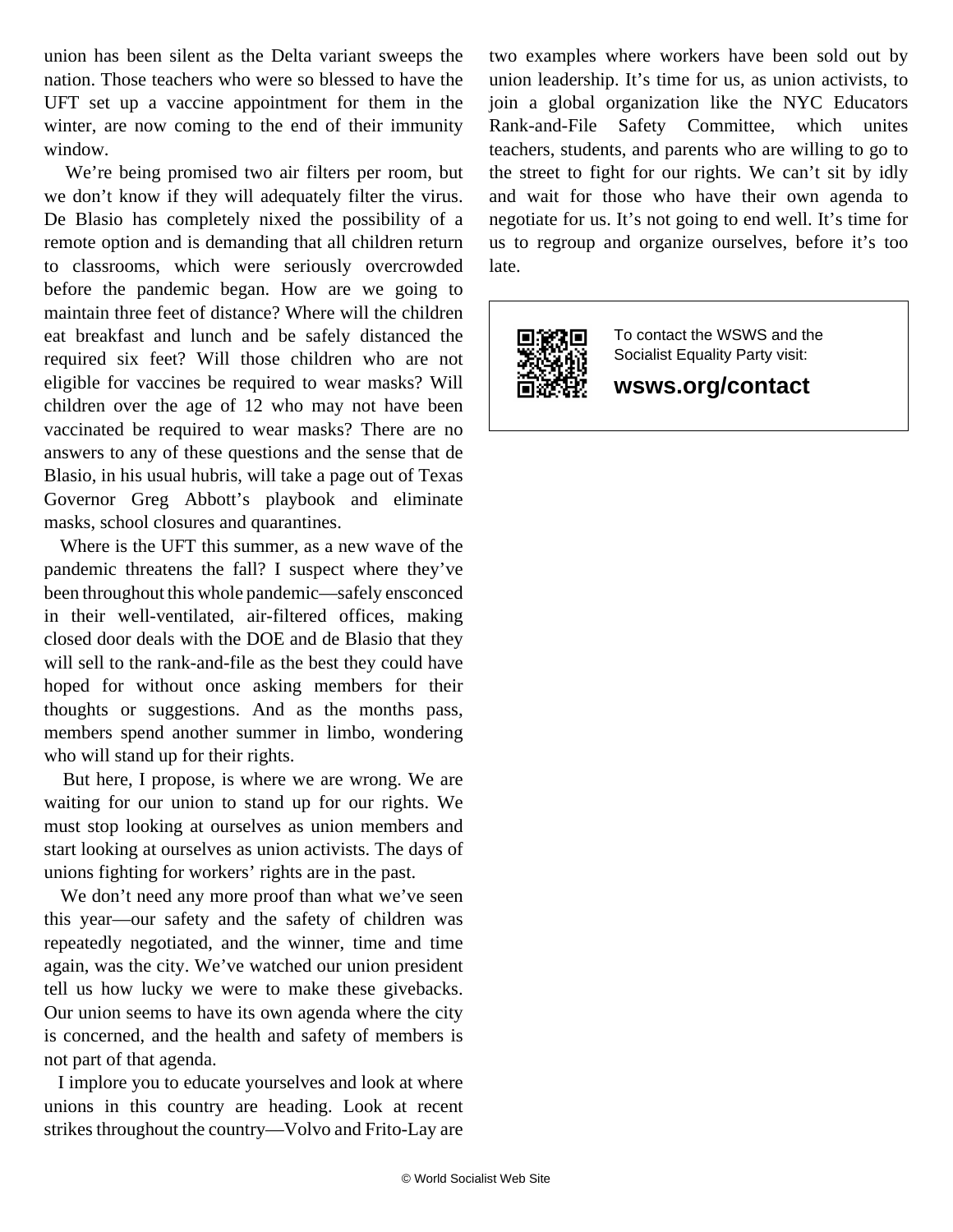union has been silent as the Delta variant sweeps the nation. Those teachers who were so blessed to have the UFT set up a vaccine appointment for them in the winter, are now coming to the end of their immunity window.

We're being promised two air filters per room, but we don't know if they will adequately filter the virus. De Blasio has completely nixed the possibility of a remote option and is demanding that all children return to classrooms, which were seriously overcrowded before the pandemic began. How are we going to maintain three feet of distance? Where will the children eat breakfast and lunch and be safely distanced the required six feet? Will those children who are not eligible for vaccines be required to wear masks? Will children over the age of 12 who may not have been vaccinated be required to wear masks? There are no answers to any of these questions and the sense that de Blasio, in his usual hubris, will take a page out of Texas Governor Greg Abbott's playbook and eliminate masks, school closures and quarantines.

Where is the UFT this summer, as a new wave of the pandemic threatens the fall? I suspect where they've been throughout this whole pandemic—safely ensconced in their well-ventilated, air-filtered offices, making closed door deals with the DOE and de Blasio that they will sell to the rank-and-file as the best they could have hoped for without once asking members for their thoughts or suggestions. And as the months pass, members spend another summer in limbo, wondering who will stand up for their rights.

But here, I propose, is where we are wrong. We are waiting for our union to stand up for our rights. We must stop looking at ourselves as union members and start looking at ourselves as union activists. The days of unions fighting for workers' rights are in the past.

We don't need any more proof than what we've seen this year—our safety and the safety of children was repeatedly negotiated, and the winner, time and time again, was the city. We've watched our union president tell us how lucky we were to make these givebacks. Our union seems to have its own agenda where the city is concerned, and the health and safety of members is not part of that agenda.

I implore you to educate yourselves and look at where unions in this country are heading. Look at recent strikes throughout the country—Volvo and Frito-Lay are two examples where workers have been sold out by union leadership. It's time for us, as union activists, to join a global organization like the NYC Educators Rank-and-File Safety Committee, which unites teachers, students, and parents who are willing to go to the street to fight for our rights. We can't sit by idly and wait for those who have their own agenda to negotiate for us. It's not going to end well. It's time for us to regroup and organize ourselves, before it's too late.

To contact the WSWS and the Socialist Equality Party visit:

**wsws.org/contact**